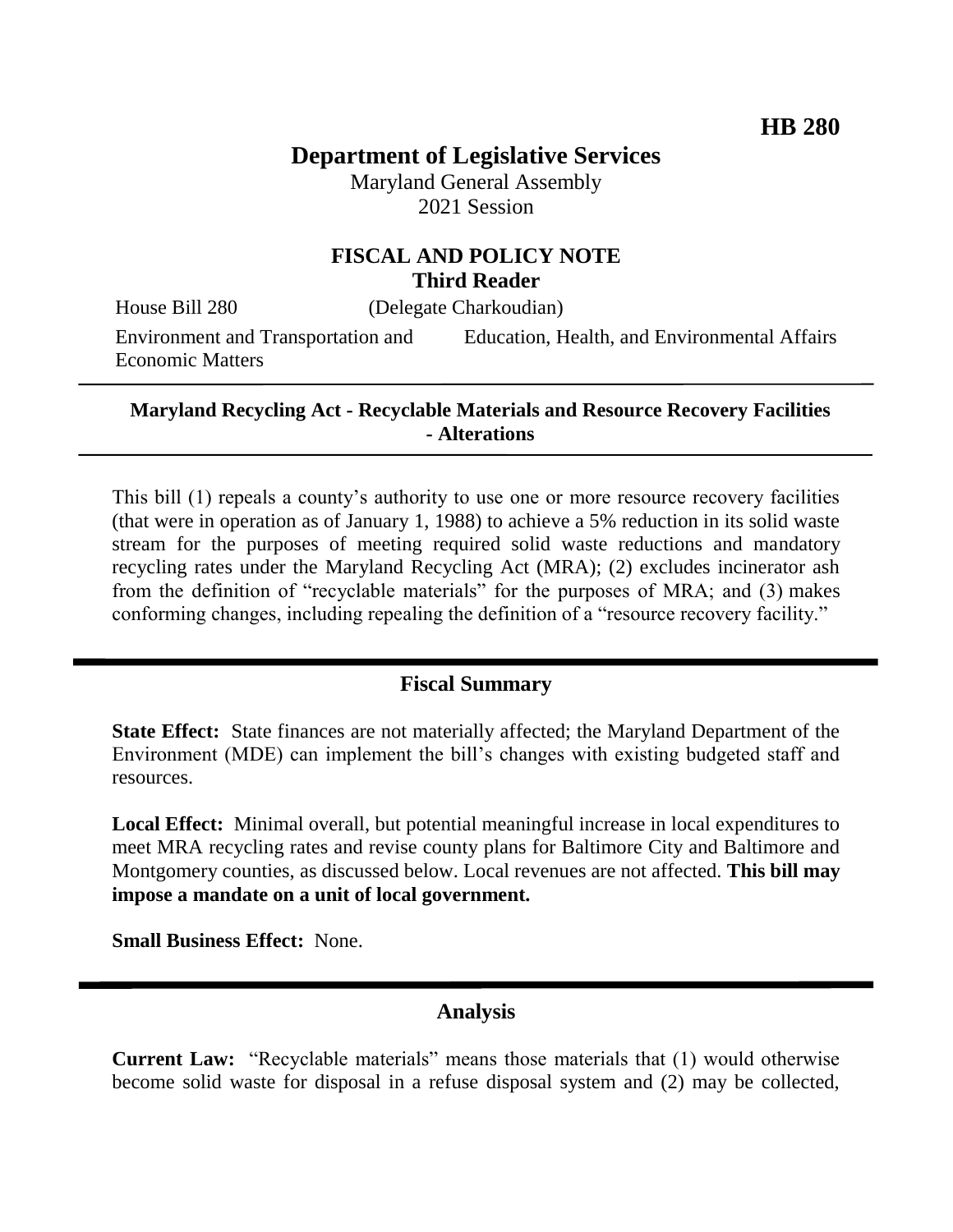**HB 280**

# Department of Legislative Services

Maryland General Assembly
2021 Session

## FISCAL AND POLICY NOTE
## Third Reader

House Bill 280 (Delegate Charkoudian)

Environment and Transportation and Economic Matters | Education, Health, and Environmental Affairs

---

**Maryland Recycling Act - Recyclable Materials and Resource Recovery Facilities - Alterations**

---

This bill (1) repeals a county's authority to use one or more resource recovery facilities (that were in operation as of January 1, 1988) to achieve a 5% reduction in its solid waste stream for the purposes of meeting required solid waste reductions and mandatory recycling rates under the Maryland Recycling Act (MRA); (2) excludes incinerator ash from the definition of "recyclable materials" for the purposes of MRA; and (3) makes conforming changes, including repealing the definition of a "resource recovery facility."

## Fiscal Summary

**State Effect:** State finances are not materially affected; the Maryland Department of the Environment (MDE) can implement the bill's changes with existing budgeted staff and resources.

**Local Effect:** Minimal overall, but potential meaningful increase in local expenditures to meet MRA recycling rates and revise county plans for Baltimore City and Baltimore and Montgomery counties, as discussed below. Local revenues are not affected. **This bill may impose a mandate on a unit of local government.**

**Small Business Effect:** None.

## Analysis

**Current Law:** "Recyclable materials" means those materials that (1) would otherwise become solid waste for disposal in a refuse disposal system and (2) may be collected,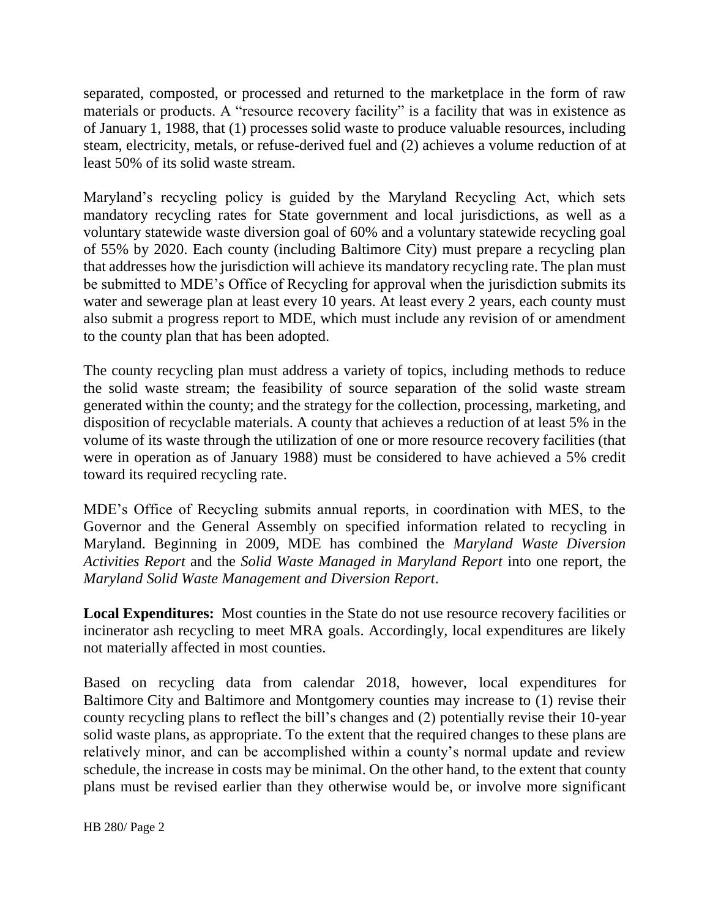separated, composted, or processed and returned to the marketplace in the form of raw materials or products. A "resource recovery facility" is a facility that was in existence as of January 1, 1988, that (1) processes solid waste to produce valuable resources, including steam, electricity, metals, or refuse-derived fuel and (2) achieves a volume reduction of at least 50% of its solid waste stream.

Maryland's recycling policy is guided by the Maryland Recycling Act, which sets mandatory recycling rates for State government and local jurisdictions, as well as a voluntary statewide waste diversion goal of 60% and a voluntary statewide recycling goal of 55% by 2020. Each county (including Baltimore City) must prepare a recycling plan that addresses how the jurisdiction will achieve its mandatory recycling rate. The plan must be submitted to MDE's Office of Recycling for approval when the jurisdiction submits its water and sewerage plan at least every 10 years. At least every 2 years, each county must also submit a progress report to MDE, which must include any revision of or amendment to the county plan that has been adopted.

The county recycling plan must address a variety of topics, including methods to reduce the solid waste stream; the feasibility of source separation of the solid waste stream generated within the county; and the strategy for the collection, processing, marketing, and disposition of recyclable materials. A county that achieves a reduction of at least 5% in the volume of its waste through the utilization of one or more resource recovery facilities (that were in operation as of January 1988) must be considered to have achieved a 5% credit toward its required recycling rate.

MDE's Office of Recycling submits annual reports, in coordination with MES, to the Governor and the General Assembly on specified information related to recycling in Maryland. Beginning in 2009, MDE has combined the *Maryland Waste Diversion Activities Report* and the *Solid Waste Managed in Maryland Report* into one report, the *Maryland Solid Waste Management and Diversion Report*.

**Local Expenditures:** Most counties in the State do not use resource recovery facilities or incinerator ash recycling to meet MRA goals. Accordingly, local expenditures are likely not materially affected in most counties.

Based on recycling data from calendar 2018, however, local expenditures for Baltimore City and Baltimore and Montgomery counties may increase to (1) revise their county recycling plans to reflect the bill's changes and (2) potentially revise their 10-year solid waste plans, as appropriate. To the extent that the required changes to these plans are relatively minor, and can be accomplished within a county's normal update and review schedule, the increase in costs may be minimal. On the other hand, to the extent that county plans must be revised earlier than they otherwise would be, or involve more significant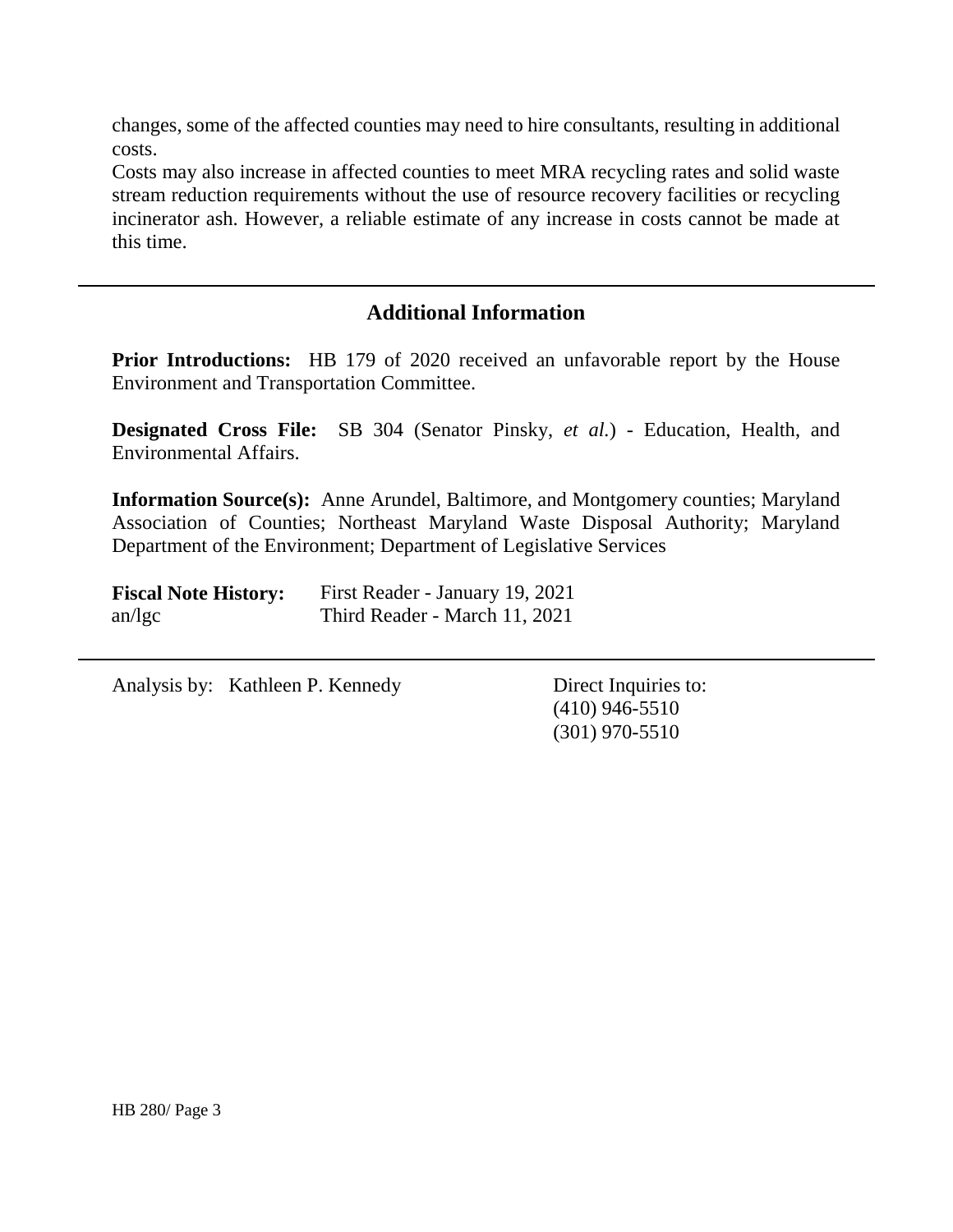changes, some of the affected counties may need to hire consultants, resulting in additional costs.

Costs may also increase in affected counties to meet MRA recycling rates and solid waste stream reduction requirements without the use of resource recovery facilities or recycling incinerator ash. However, a reliable estimate of any increase in costs cannot be made at this time.

## Additional Information

**Prior Introductions:** HB 179 of 2020 received an unfavorable report by the House Environment and Transportation Committee.

**Designated Cross File:** SB 304 (Senator Pinsky, *et al.*) - Education, Health, and Environmental Affairs.

**Information Source(s):** Anne Arundel, Baltimore, and Montgomery counties; Maryland Association of Counties; Northeast Maryland Waste Disposal Authority; Maryland Department of the Environment; Department of Legislative Services

**Fiscal Note History:** First Reader - January 19, 2021
an/lgc Third Reader - March 11, 2021

Analysis by: Kathleen P. Kennedy

Direct Inquiries to:
(410) 946-5510
(301) 970-5510